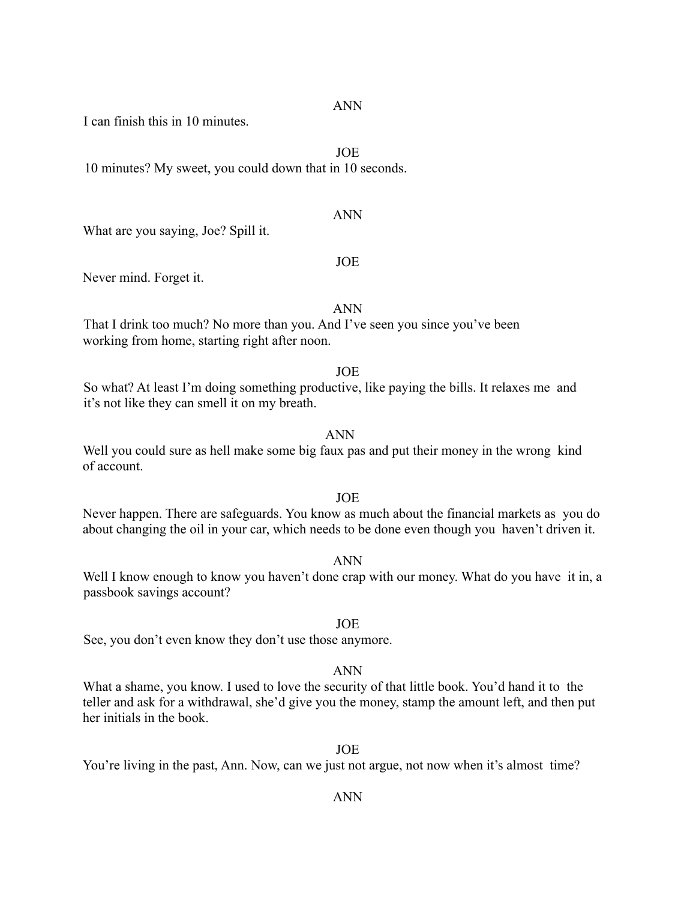ANN

I can finish this in 10 minutes.

JOE

10 minutes? My sweet, you could down that in 10 seconds.

ANN

What are you saying, Joe? Spill it.

JOE

Never mind. Forget it.

ANN

That I drink too much? No more than you. And I've seen you since you've been working from home, starting right after noon.

JOE

So what? At least I'm doing something productive, like paying the bills. It relaxes me and it's not like they can smell it on my breath.

ANN

Well you could sure as hell make some big faux pas and put their money in the wrong kind of account.

JOE

Never happen. There are safeguards. You know as much about the financial markets as you do about changing the oil in your car, which needs to be done even though you haven't driven it.

ANN

Well I know enough to know you haven't done crap with our money. What do you have it in, a passbook savings account?

JOE

See, you don't even know they don't use those anymore.

ANN

What a shame, you know. I used to love the security of that little book. You'd hand it to the teller and ask for a withdrawal, she'd give you the money, stamp the amount left, and then put her initials in the book.

JOE

You're living in the past, Ann. Now, can we just not argue, not now when it's almost time?

ANN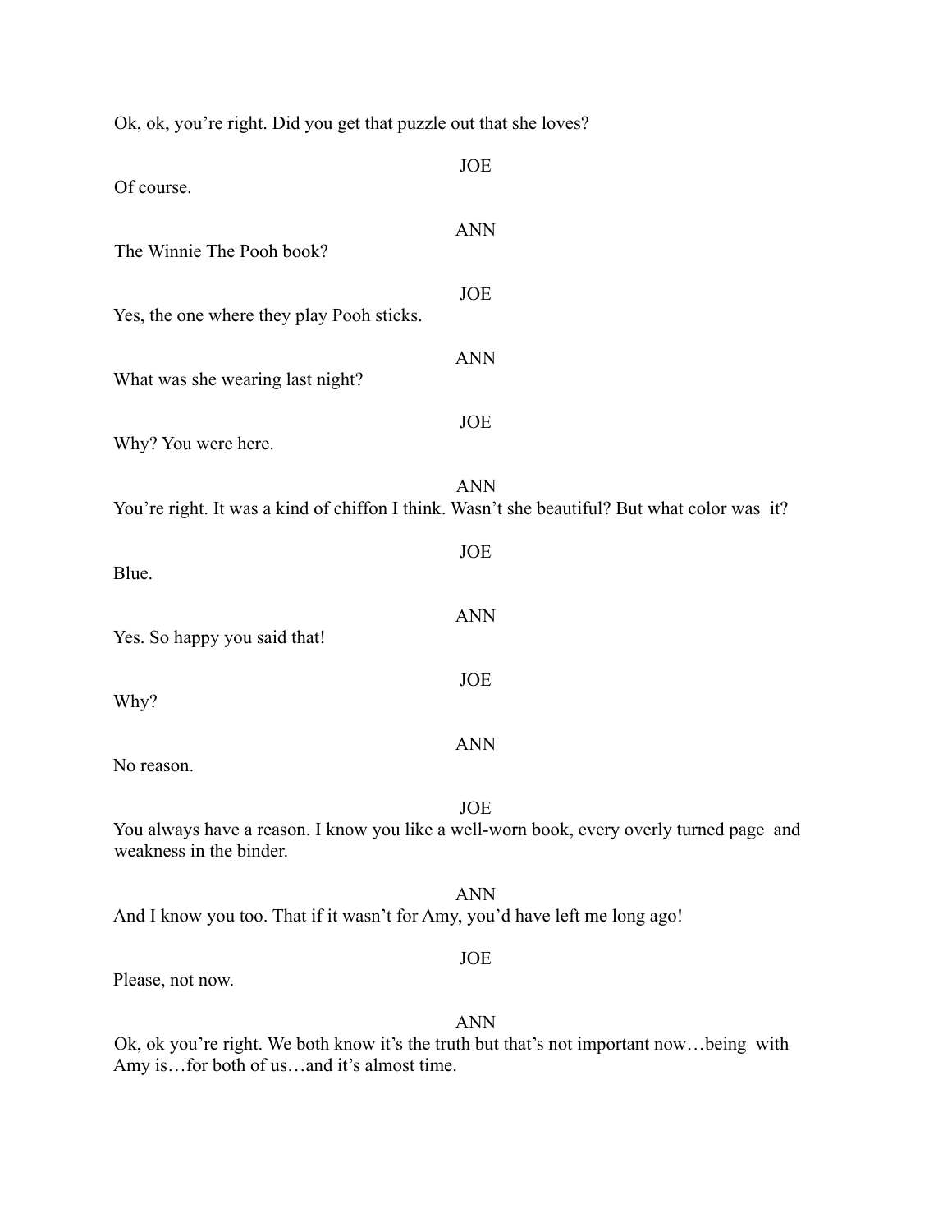Ok, ok, you're right. Did you get that puzzle out that she loves?

JOE

Of course.

ANN

The Winnie The Pooh book?

JOE

Yes, the one where they play Pooh sticks.

ANN

What was she wearing last night?

JOE

Why? You were here.

ANN

You're right. It was a kind of chiffon I think. Wasn't she beautiful? But what color was it?

JOE

Blue.

ANN

Yes. So happy you said that!

JOE

Why?

ANN

No reason.

JOE

You always have a reason. I know you like a well-worn book, every overly turned page and weakness in the binder.

ANN

And I know you too. That if it wasn't for Amy, you'd have left me long ago!

JOE

Please, not now.

ANN

Ok, ok you're right. We both know it's the truth but that's not important now…being with Amy is…for both of us…and it's almost time.